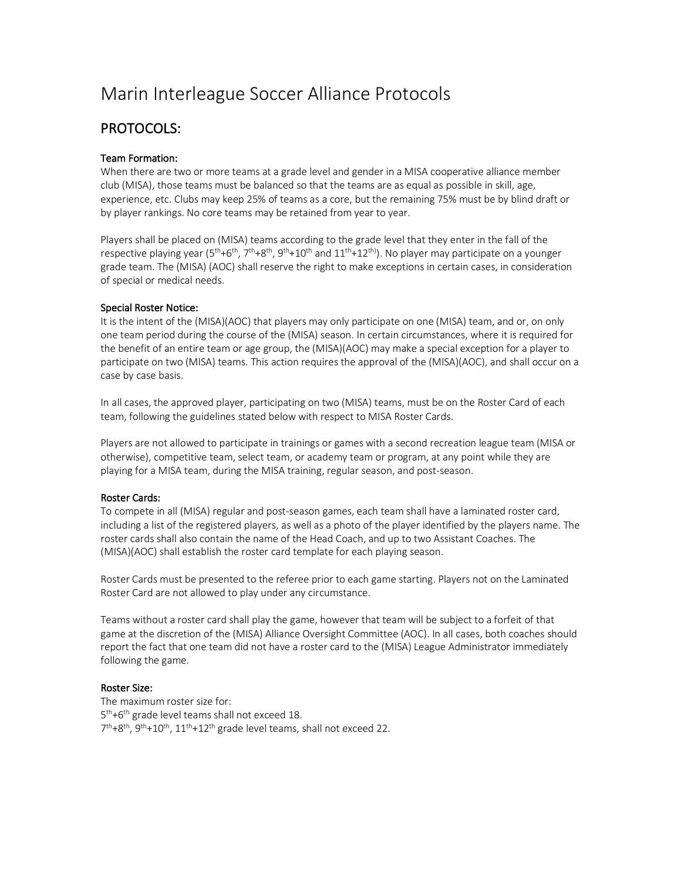# Marin Interleague Soccer Alliance Protocols

## PROTOCOLS:

### Team Formation:

When there are two or more teams at a grade level and gender in a MISA cooperative alliance member club (MISA), those teams must be balanced so that the teams are as equal as possible in skill, age, experience, etc. Clubs may keep 25% of teams as a core, but the remaining 75% must be by blind draft or by player rankings. No core teams may be retained from year to year.

Players shall be placed on (MISA) teams according to the grade level that they enter in the fall of the respective playing year (5th+6th, 7th+8th, 9th+10th and 11th+12th)). No player may participate on a younger grade team. The (MISA) (AOC) shall reserve the right to make exceptions in certain cases, in consideration of special or medical needs.

### Special Roster Notice:

It is the intent of the (MISA)(AOC) that players may only participate on one (MISA) team, and or, on only one team period during the course of the (MISA) season. In certain circumstances, where it is required for the benefit of an entire team or age group, the (MISA)(AOC) may make a special exception for a player to participate on two (MISA) teams. This action requires the approval of the (MISA)(AOC), and shall occur on a case by case basis.

In all cases, the approved player, participating on two (MISA) teams, must be on the Roster Card of each team, following the guidelines stated below with respect to MISA Roster Cards.

Players are not allowed to participate in trainings or games with a second recreation league team (MISA or otherwise), competitive team, select team, or academy team or program, at any point while they are playing for a MISA team, during the MISA training, regular season, and post-season.

### Roster Cards:

To compete in all (MISA) regular and post-season games, each team shall have a laminated roster card, including a list of the registered players, as well as a photo of the player identified by the players name. The roster cards shall also contain the name of the Head Coach, and up to two Assistant Coaches. The (MISA)(AOC) shall establish the roster card template for each playing season.

Roster Cards must be presented to the referee prior to each game starting. Players not on the Laminated Roster Card are not allowed to play under any circumstance.

Teams without a roster card shall play the game, however that team will be subject to a forfeit of that game at the discretion of the (MISA) Alliance Oversight Committee (AOC). In all cases, both coaches should report the fact that one team did not have a roster card to the (MISA) League Administrator immediately following the game.

### Roster Size:

The maximum roster size for:
5th+6th grade level teams shall not exceed 18.
7th+8th, 9th+10th, 11th+12th grade level teams, shall not exceed 22.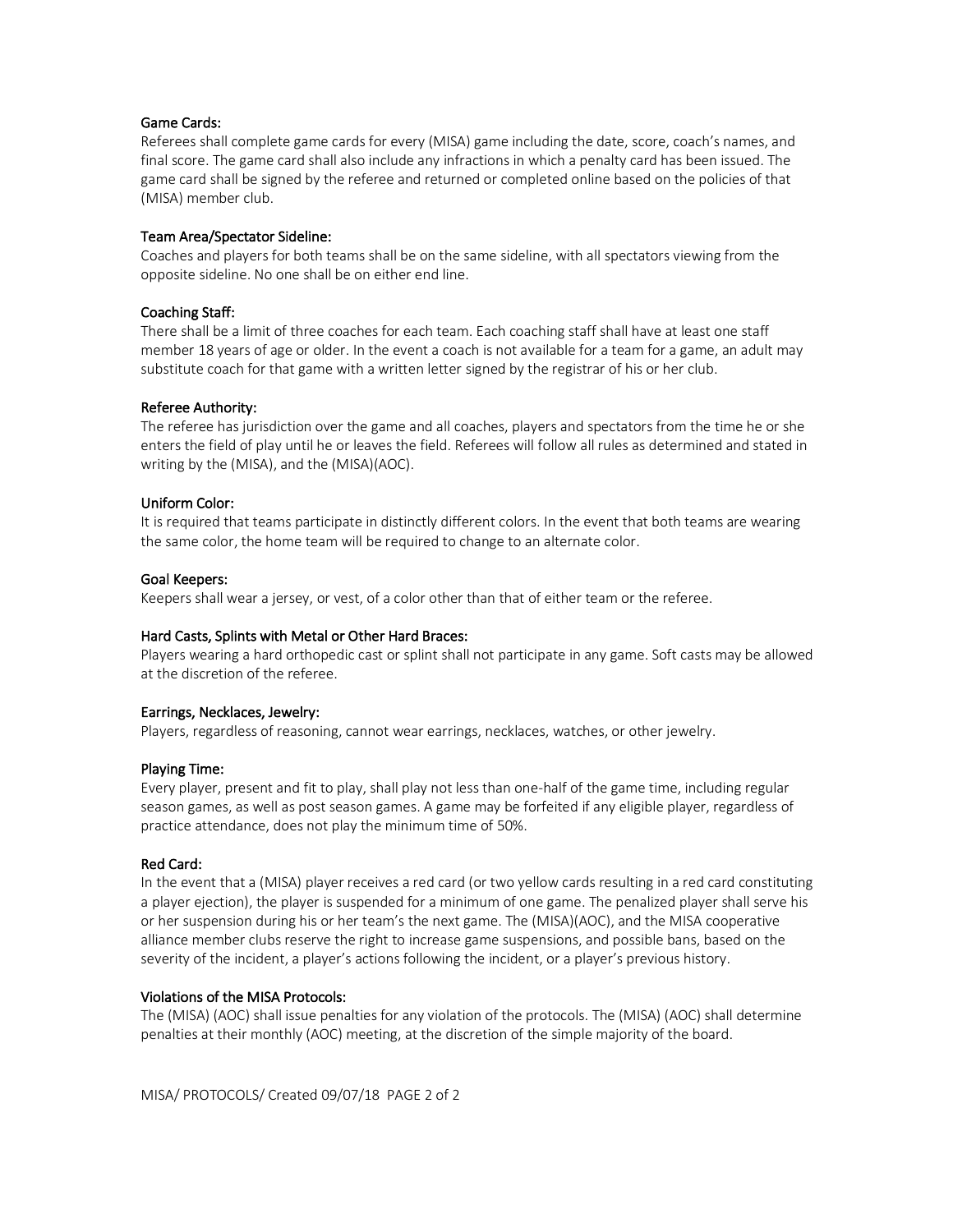### Game Cards:

Referees shall complete game cards for every (MISA) game including the date, score, coach's names, and final score. The game card shall also include any infractions in which a penalty card has been issued. The game card shall be signed by the referee and returned or completed online based on the policies of that (MISA) member club.

### Team Area/Spectator Sideline:

Coaches and players for both teams shall be on the same sideline, with all spectators viewing from the opposite sideline. No one shall be on either end line.

### Coaching Staff:

There shall be a limit of three coaches for each team. Each coaching staff shall have at least one staff member 18 years of age or older. In the event a coach is not available for a team for a game, an adult may substitute coach for that game with a written letter signed by the registrar of his or her club.

### Referee Authority:

The referee has jurisdiction over the game and all coaches, players and spectators from the time he or she enters the field of play until he or leaves the field. Referees will follow all rules as determined and stated in writing by the (MISA), and the (MISA)(AOC).

### Uniform Color:

It is required that teams participate in distinctly different colors. In the event that both teams are wearing the same color, the home team will be required to change to an alternate color.

### Goal Keepers:

Keepers shall wear a jersey, or vest, of a color other than that of either team or the referee.

### Hard Casts, Splints with Metal or Other Hard Braces:

Players wearing a hard orthopedic cast or splint shall not participate in any game. Soft casts may be allowed at the discretion of the referee.

### Earrings, Necklaces, Jewelry:

Players, regardless of reasoning, cannot wear earrings, necklaces, watches, or other jewelry.

### Playing Time:

Every player, present and fit to play, shall play not less than one-half of the game time, including regular season games, as well as post season games. A game may be forfeited if any eligible player, regardless of practice attendance, does not play the minimum time of 50%.

### Red Card:

In the event that a (MISA) player receives a red card (or two yellow cards resulting in a red card constituting a player ejection), the player is suspended for a minimum of one game. The penalized player shall serve his or her suspension during his or her team's the next game. The (MISA)(AOC), and the MISA cooperative alliance member clubs reserve the right to increase game suspensions, and possible bans, based on the severity of the incident, a player's actions following the incident, or a player's previous history.

### Violations of the MISA Protocols:

The (MISA) (AOC) shall issue penalties for any violation of the protocols. The (MISA) (AOC) shall determine penalties at their monthly (AOC) meeting, at the discretion of the simple majority of the board.